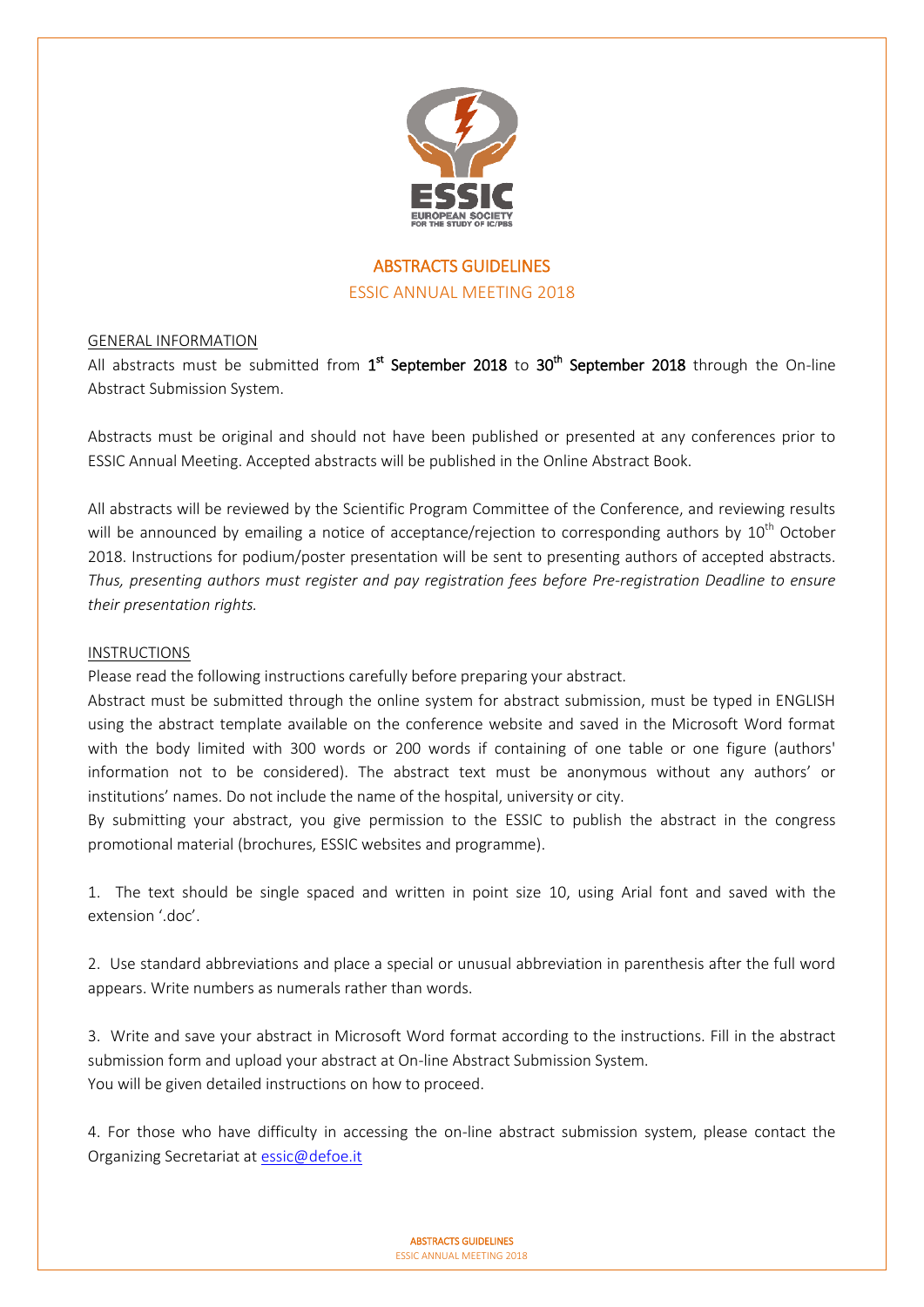# ABSTRACTS GUIDELINES

## ESSIC ANNUAL MEETING 2018

GENERAL INFORMATION

All abstracts must be submitted from **1st September 2018** to **30th September 2018** through the On-line Abstract Submission System.

Abstracts must be original and should not have been published or presented at any conferences prior to ESSIC Annual Meeting. Accepted abstracts will be published in the Online Abstract Book.

All abstracts will be reviewed by the Scientific Program Committee of the Conference, and reviewing results will be announced by emailing a notice of acceptance/rejection to corresponding authors by 10th October 2018. Instructions for podium/poster presentation will be sent to presenting authors of accepted abstracts. *Thus, presenting authors must register and pay registration fees before Pre-registration Deadline to ensure their presentation rights.*

INSTRUCTIONS

Please read the following instructions carefully before preparing your abstract.

Abstract must be submitted through the online system for abstract submission, must be typed in ENGLISH using the abstract template available on the conference website and saved in the Microsoft Word format with the body limited with 300 words or 200 words if containing of one table or one figure (authors' information not to be considered). The abstract text must be anonymous without any authors' or institutions' names. Do not include the name of the hospital, university or city.

By submitting your abstract, you give permission to the ESSIC to publish the abstract in the congress promotional material (brochures, ESSIC websites and programme).

1. The text should be single spaced and written in point size 10, using Arial font and saved with the extension '.doc'.

2. Use standard abbreviations and place a special or unusual abbreviation in parenthesis after the full word appears. Write numbers as numerals rather than words.

3. Write and save your abstract in Microsoft Word format according to the instructions. Fill in the abstract submission form and upload your abstract at On-line Abstract Submission System.
You will be given detailed instructions on how to proceed.

4. For those who have difficulty in accessing the on-line abstract submission system, please contact the Organizing Secretariat at essic@defoe.it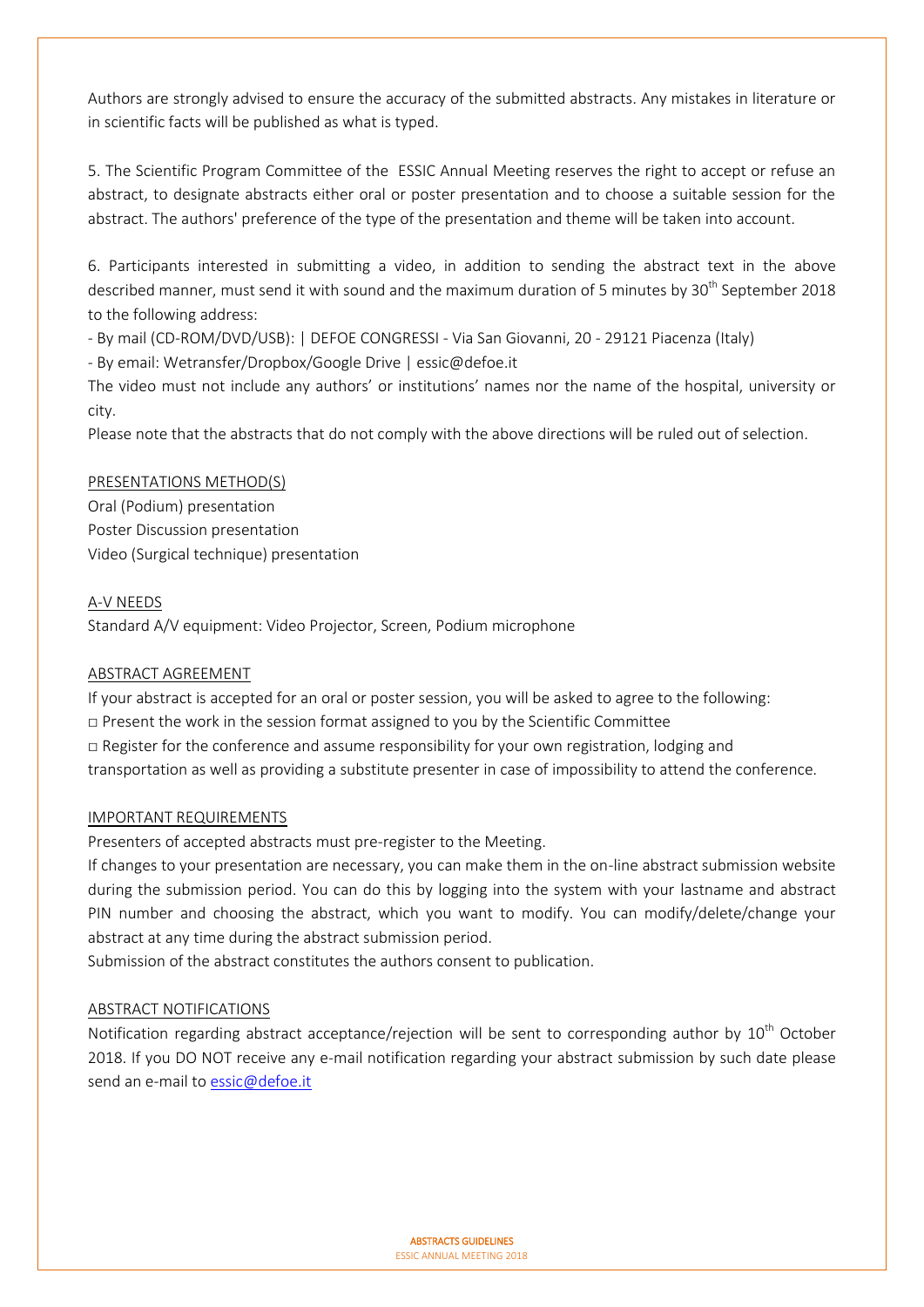Authors are strongly advised to ensure the accuracy of the submitted abstracts. Any mistakes in literature or in scientific facts will be published as what is typed.

5. The Scientific Program Committee of the ESSIC Annual Meeting reserves the right to accept or refuse an abstract, to designate abstracts either oral or poster presentation and to choose a suitable session for the abstract. The authors' preference of the type of the presentation and theme will be taken into account.

6. Participants interested in submitting a video, in addition to sending the abstract text in the above described manner, must send it with sound and the maximum duration of 5 minutes by 30th September 2018 to the following address:

- By mail (CD-ROM/DVD/USB): | DEFOE CONGRESSI - Via San Giovanni, 20 - 29121 Piacenza (Italy)
- By email: Wetransfer/Dropbox/Google Drive | essic@defoe.it

The video must not include any authors' or institutions' names nor the name of the hospital, university or city.

Please note that the abstracts that do not comply with the above directions will be ruled out of selection.

PRESENTATIONS METHOD(S)

Oral (Podium) presentation
Poster Discussion presentation
Video (Surgical technique) presentation

A-V NEEDS

Standard A/V equipment: Video Projector, Screen, Podium microphone

ABSTRACT AGREEMENT

If your abstract is accepted for an oral or poster session, you will be asked to agree to the following:

□ Present the work in the session format assigned to you by the Scientific Committee
□ Register for the conference and assume responsibility for your own registration, lodging and transportation as well as providing a substitute presenter in case of impossibility to attend the conference.

IMPORTANT REQUIREMENTS

Presenters of accepted abstracts must pre-register to the Meeting.

If changes to your presentation are necessary, you can make them in the on-line abstract submission website during the submission period. You can do this by logging into the system with your lastname and abstract PIN number and choosing the abstract, which you want to modify. You can modify/delete/change your abstract at any time during the abstract submission period.

Submission of the abstract constitutes the authors consent to publication.

ABSTRACT NOTIFICATIONS

Notification regarding abstract acceptance/rejection will be sent to corresponding author by 10th October 2018. If you DO NOT receive any e-mail notification regarding your abstract submission by such date please send an e-mail to essic@defoe.it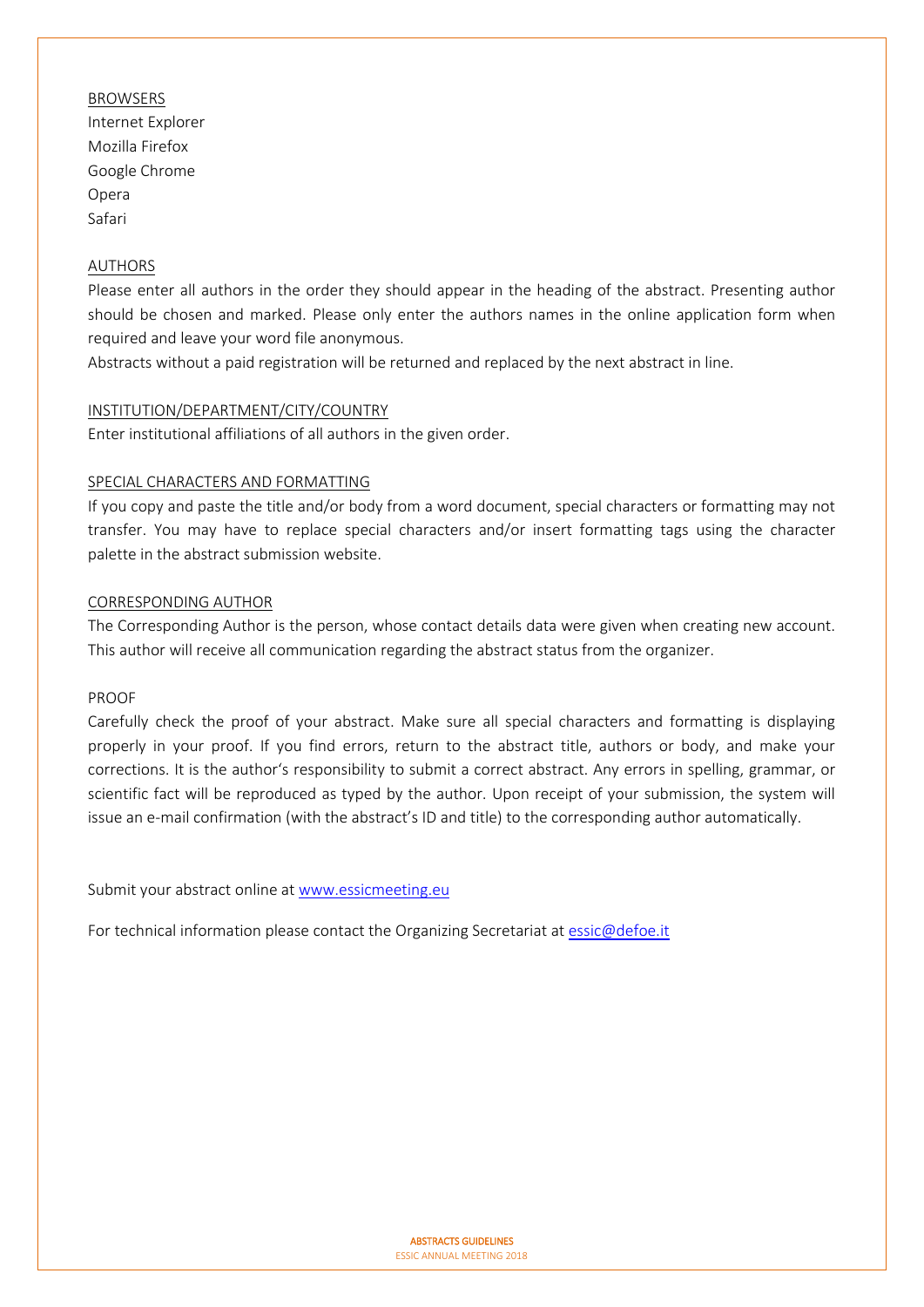BROWSERS

Internet Explorer

Mozilla Firefox

Google Chrome

Opera

Safari

AUTHORS

Please enter all authors in the order they should appear in the heading of the abstract. Presenting author should be chosen and marked. Please only enter the authors names in the online application form when required and leave your word file anonymous.

Abstracts without a paid registration will be returned and replaced by the next abstract in line.

INSTITUTION/DEPARTMENT/CITY/COUNTRY

Enter institutional affiliations of all authors in the given order.

SPECIAL CHARACTERS AND FORMATTING

If you copy and paste the title and/or body from a word document, special characters or formatting may not transfer. You may have to replace special characters and/or insert formatting tags using the character palette in the abstract submission website.

CORRESPONDING AUTHOR

The Corresponding Author is the person, whose contact details data were given when creating new account. This author will receive all communication regarding the abstract status from the organizer.

PROOF

Carefully check the proof of your abstract. Make sure all special characters and formatting is displaying properly in your proof. If you find errors, return to the abstract title, authors or body, and make your corrections. It is the author's responsibility to submit a correct abstract. Any errors in spelling, grammar, or scientific fact will be reproduced as typed by the author. Upon receipt of your submission, the system will issue an e-mail confirmation (with the abstract's ID and title) to the corresponding author automatically.

Submit your abstract online at www.essicmeeting.eu

For technical information please contact the Organizing Secretariat at essic@defoe.it